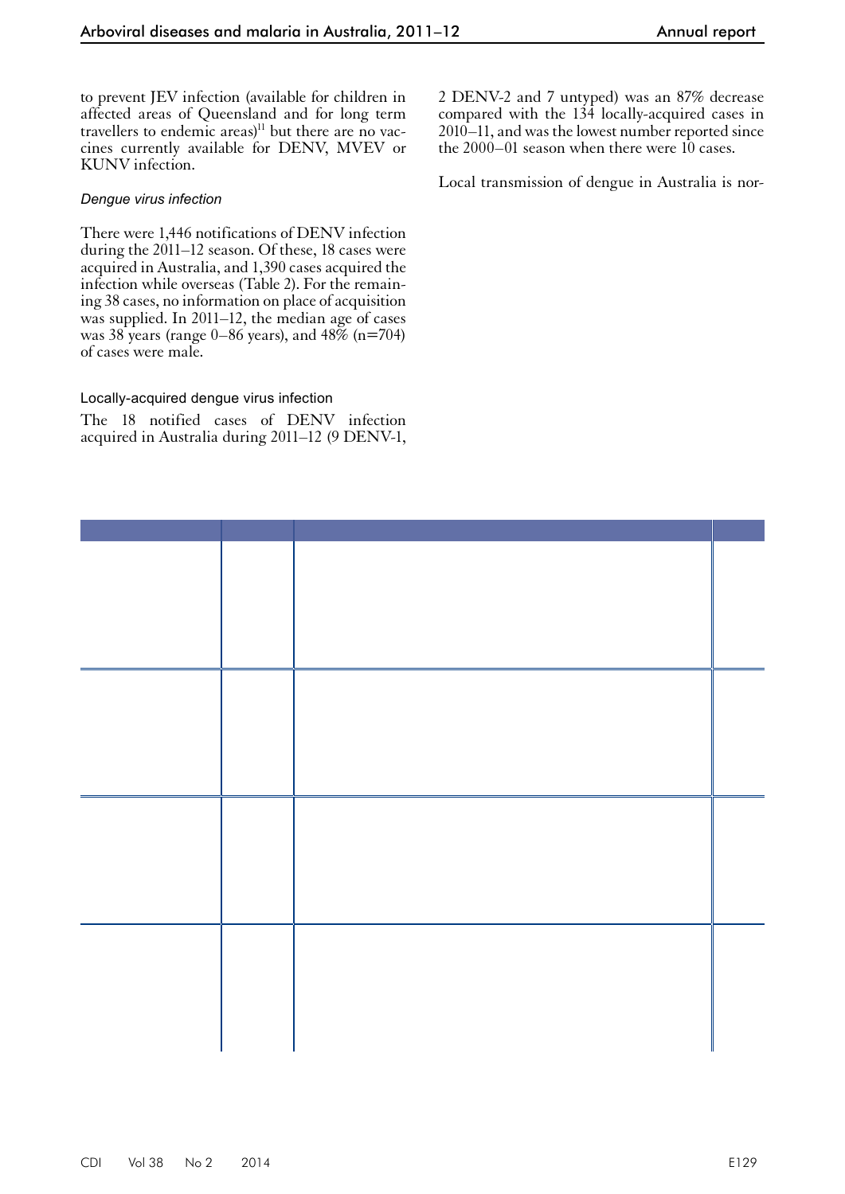to prevent JEV infection (available for children in affected areas of Queensland and for long term travellers to endemic areas)[11] but there are no vaccines currently available for DENV, MVEV or KUNV infection.

### *Dengue virus infection*

There were 1,446 notifications of DENV infection during the 2011–12 season. Of these, 18 cases were acquired in Australia, and 1,390 cases acquired the infection while overseas (Table 2). For the remaining 38 cases, no information on place of acquisition was supplied. In 2011–12, the median age of cases was 38 years (range 0–86 years), and 48% (n=704) of cases were male.

#### Locally-acquired dengue virus infection

The 18 notified cases of DENV infection acquired in Australia during 2011–12 (9 DENV-1, 2 DENV-2 and 7 untyped) was an 87% decrease compared with the 134 locally-acquired cases in 2010–11, and was the lowest number reported since the 2000–01 season when there were 10 cases.

Local transmission of dengue in Australia is nor-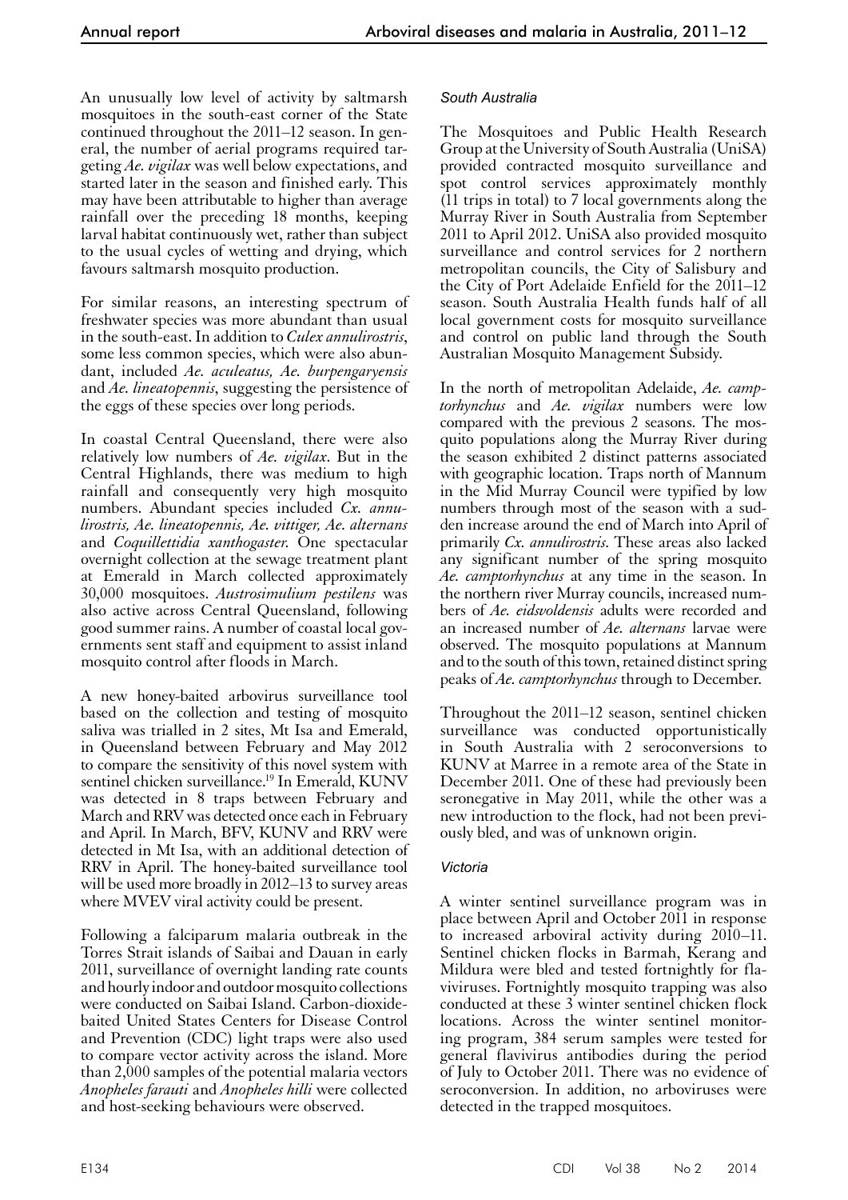An unusually low level of activity by saltmarsh mosquitoes in the south-east corner of the State continued throughout the 2011–12 season. In general, the number of aerial programs required targeting *Ae. vigilax* was well below expectations, and started later in the season and finished early. This may have been attributable to higher than average rainfall over the preceding 18 months, keeping larval habitat continuously wet, rather than subject to the usual cycles of wetting and drying, which favours saltmarsh mosquito production.

For similar reasons, an interesting spectrum of freshwater species was more abundant than usual in the south-east. In addition to *Culex annulirostris*, some less common species, which were also abundant, included *Ae. aculeatus, Ae. burpengaryensis* and *Ae. lineatopennis*, suggesting the persistence of the eggs of these species over long periods.

In coastal Central Queensland, there were also relatively low numbers of *Ae. vigilax*. But in the Central Highlands, there was medium to high rainfall and consequently very high mosquito numbers. Abundant species included *Cx. annulirostris, Ae. lineatopennis, Ae. vittiger, Ae. alternans* and *Coquillettidia xanthogaster*. One spectacular overnight collection at the sewage treatment plant at Emerald in March collected approximately 30,000 mosquitoes. *Austrosimulium pestilens* was also active across Central Queensland, following good summer rains. A number of coastal local governments sent staff and equipment to assist inland mosquito control after floods in March.

A new honey-baited arbovirus surveillance tool based on the collection and testing of mosquito saliva was trialled in 2 sites, Mt Isa and Emerald, in Queensland between February and May 2012 to compare the sensitivity of this novel system with sentinel chicken surveillance.[19] In Emerald, KUNV was detected in 8 traps between February and March and RRV was detected once each in February and April. In March, BFV, KUNV and RRV were detected in Mt Isa, with an additional detection of RRV in April. The honey-baited surveillance tool will be used more broadly in 2012–13 to survey areas where MVEV viral activity could be present.

Following a falciparum malaria outbreak in the Torres Strait islands of Saibai and Dauan in early 2011, surveillance of overnight landing rate counts and hourly indoor and outdoor mosquito collections were conducted on Saibai Island. Carbon-dioxide-baited United States Centers for Disease Control and Prevention (CDC) light traps were also used to compare vector activity across the island. More than 2,000 samples of the potential malaria vectors *Anopheles farauti* and *Anopheles hilli* were collected and host-seeking behaviours were observed.

### South Australia

The Mosquitoes and Public Health Research Group at the University of South Australia (UniSA) provided contracted mosquito surveillance and spot control services approximately monthly (11 trips in total) to 7 local governments along the Murray River in South Australia from September 2011 to April 2012. UniSA also provided mosquito surveillance and control services for 2 northern metropolitan councils, the City of Salisbury and the City of Port Adelaide Enfield for the 2011–12 season. South Australia Health funds half of all local government costs for mosquito surveillance and control on public land through the South Australian Mosquito Management Subsidy.

In the north of metropolitan Adelaide, *Ae. camptorhynchus* and *Ae. vigilax* numbers were low compared with the previous 2 seasons. The mosquito populations along the Murray River during the season exhibited 2 distinct patterns associated with geographic location. Traps north of Mannum in the Mid Murray Council were typified by low numbers through most of the season with a sudden increase around the end of March into April of primarily *Cx. annulirostris*. These areas also lacked any significant number of the spring mosquito *Ae. camptorhynchus* at any time in the season. In the northern river Murray councils, increased numbers of *Ae. eidsvoldensis* adults were recorded and an increased number of *Ae. alternans* larvae were observed. The mosquito populations at Mannum and to the south of this town, retained distinct spring peaks of *Ae. camptorhynchus* through to December.

Throughout the 2011–12 season, sentinel chicken surveillance was conducted opportunistically in South Australia with 2 seroconversions to KUNV at Marree in a remote area of the State in December 2011. One of these had previously been seronegative in May 2011, while the other was a new introduction to the flock, had not been previously bled, and was of unknown origin.

### Victoria

A winter sentinel surveillance program was in place between April and October 2011 in response to increased arboviral activity during 2010–11. Sentinel chicken flocks in Barmah, Kerang and Mildura were bled and tested fortnightly for flaviviruses. Fortnightly mosquito trapping was also conducted at these 3 winter sentinel chicken flock locations. Across the winter sentinel monitoring program, 384 serum samples were tested for general flavivirus antibodies during the period of July to October 2011. There was no evidence of seroconversion. In addition, no arboviruses were detected in the trapped mosquitoes.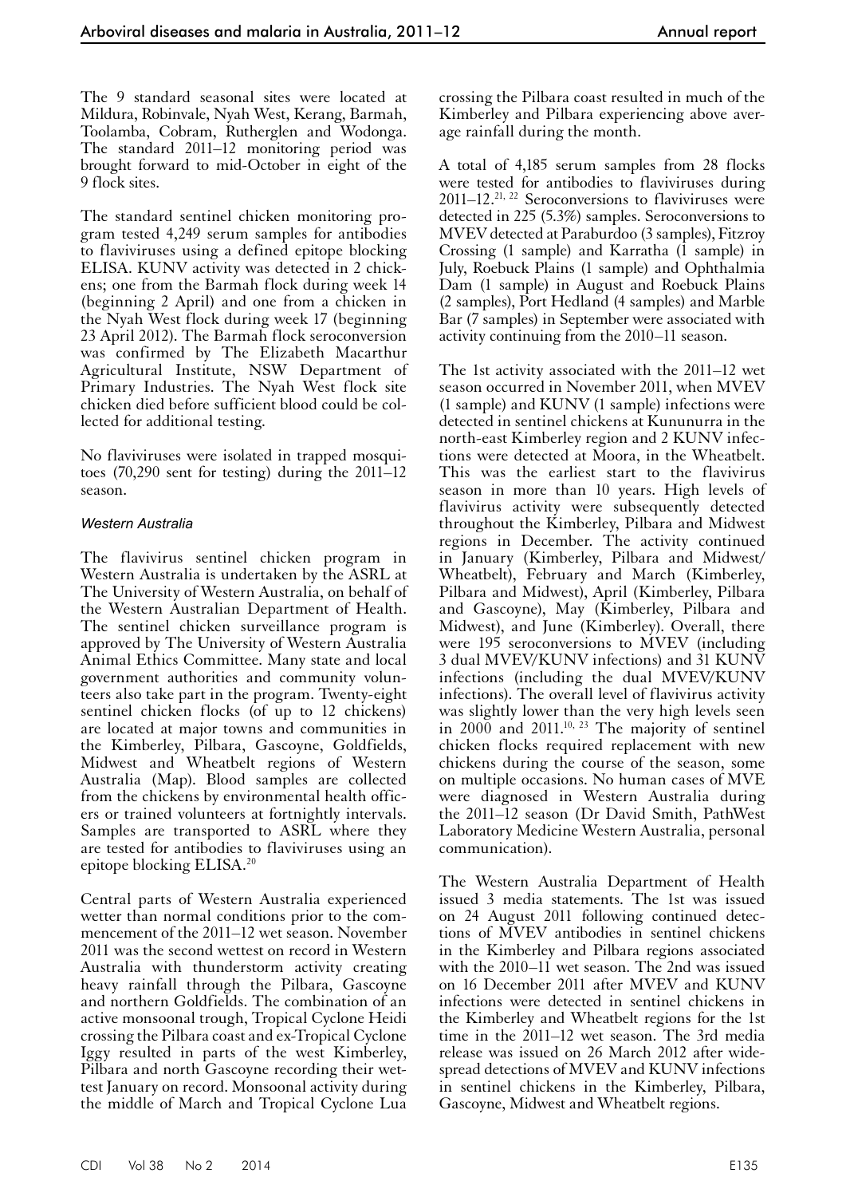The 9 standard seasonal sites were located at Mildura, Robinvale, Nyah West, Kerang, Barmah, Toolamba, Cobram, Rutherglen and Wodonga. The standard 2011–12 monitoring period was brought forward to mid-October in eight of the 9 flock sites.

The standard sentinel chicken monitoring program tested 4,249 serum samples for antibodies to flaviviruses using a defined epitope blocking ELISA. KUNV activity was detected in 2 chickens; one from the Barmah flock during week 14 (beginning 2 April) and one from a chicken in the Nyah West flock during week 17 (beginning 23 April 2012). The Barmah flock seroconversion was confirmed by The Elizabeth Macarthur Agricultural Institute, NSW Department of Primary Industries. The Nyah West flock site chicken died before sufficient blood could be collected for additional testing.

No flaviviruses were isolated in trapped mosquitoes (70,290 sent for testing) during the 2011–12 season.

### *Western Australia*

The flavivirus sentinel chicken program in Western Australia is undertaken by the ASRL at The University of Western Australia, on behalf of the Western Australian Department of Health. The sentinel chicken surveillance program is approved by The University of Western Australia Animal Ethics Committee. Many state and local government authorities and community volunteers also take part in the program. Twenty-eight sentinel chicken flocks (of up to 12 chickens) are located at major towns and communities in the Kimberley, Pilbara, Gascoyne, Goldfields, Midwest and Wheatbelt regions of Western Australia (Map). Blood samples are collected from the chickens by environmental health officers or trained volunteers at fortnightly intervals. Samples are transported to ASRL where they are tested for antibodies to flaviviruses using an epitope blocking ELISA.[20]

Central parts of Western Australia experienced wetter than normal conditions prior to the commencement of the 2011–12 wet season. November 2011 was the second wettest on record in Western Australia with thunderstorm activity creating heavy rainfall through the Pilbara, Gascoyne and northern Goldfields. The combination of an active monsoonal trough, Tropical Cyclone Heidi crossing the Pilbara coast and ex-Tropical Cyclone Iggy resulted in parts of the west Kimberley, Pilbara and north Gascoyne recording their wettest January on record. Monsoonal activity during the middle of March and Tropical Cyclone Lua crossing the Pilbara coast resulted in much of the Kimberley and Pilbara experiencing above average rainfall during the month.

A total of 4,185 serum samples from 28 flocks were tested for antibodies to flaviviruses during 2011–12.[21, 22] Seroconversions to flaviviruses were detected in 225 (5.3%) samples. Seroconversions to MVEV detected at Paraburdoo (3 samples), Fitzroy Crossing (1 sample) and Karratha (1 sample) in July, Roebuck Plains (1 sample) and Ophthalmia Dam (1 sample) in August and Roebuck Plains (2 samples), Port Hedland (4 samples) and Marble Bar (7 samples) in September were associated with activity continuing from the 2010–11 season.

The 1st activity associated with the 2011–12 wet season occurred in November 2011, when MVEV (1 sample) and KUNV (1 sample) infections were detected in sentinel chickens at Kununurra in the north-east Kimberley region and 2 KUNV infections were detected at Moora, in the Wheatbelt. This was the earliest start to the flavivirus season in more than 10 years. High levels of flavivirus activity were subsequently detected throughout the Kimberley, Pilbara and Midwest regions in December. The activity continued in January (Kimberley, Pilbara and Midwest/Wheatbelt), February and March (Kimberley, Pilbara and Midwest), April (Kimberley, Pilbara and Gascoyne), May (Kimberley, Pilbara and Midwest), and June (Kimberley). Overall, there were 195 seroconversions to MVEV (including 3 dual MVEV/KUNV infections) and 31 KUNV infections (including the dual MVEV/KUNV infections). The overall level of flavivirus activity was slightly lower than the very high levels seen in 2000 and 2011.[10, 23] The majority of sentinel chicken flocks required replacement with new chickens during the course of the season, some on multiple occasions. No human cases of MVE were diagnosed in Western Australia during the 2011–12 season (Dr David Smith, PathWest Laboratory Medicine Western Australia, personal communication).

The Western Australia Department of Health issued 3 media statements. The 1st was issued on 24 August 2011 following continued detections of MVEV antibodies in sentinel chickens in the Kimberley and Pilbara regions associated with the 2010–11 wet season. The 2nd was issued on 16 December 2011 after MVEV and KUNV infections were detected in sentinel chickens in the Kimberley and Wheatbelt regions for the 1st time in the 2011–12 wet season. The 3rd media release was issued on 26 March 2012 after widespread detections of MVEV and KUNV infections in sentinel chickens in the Kimberley, Pilbara, Gascoyne, Midwest and Wheatbelt regions.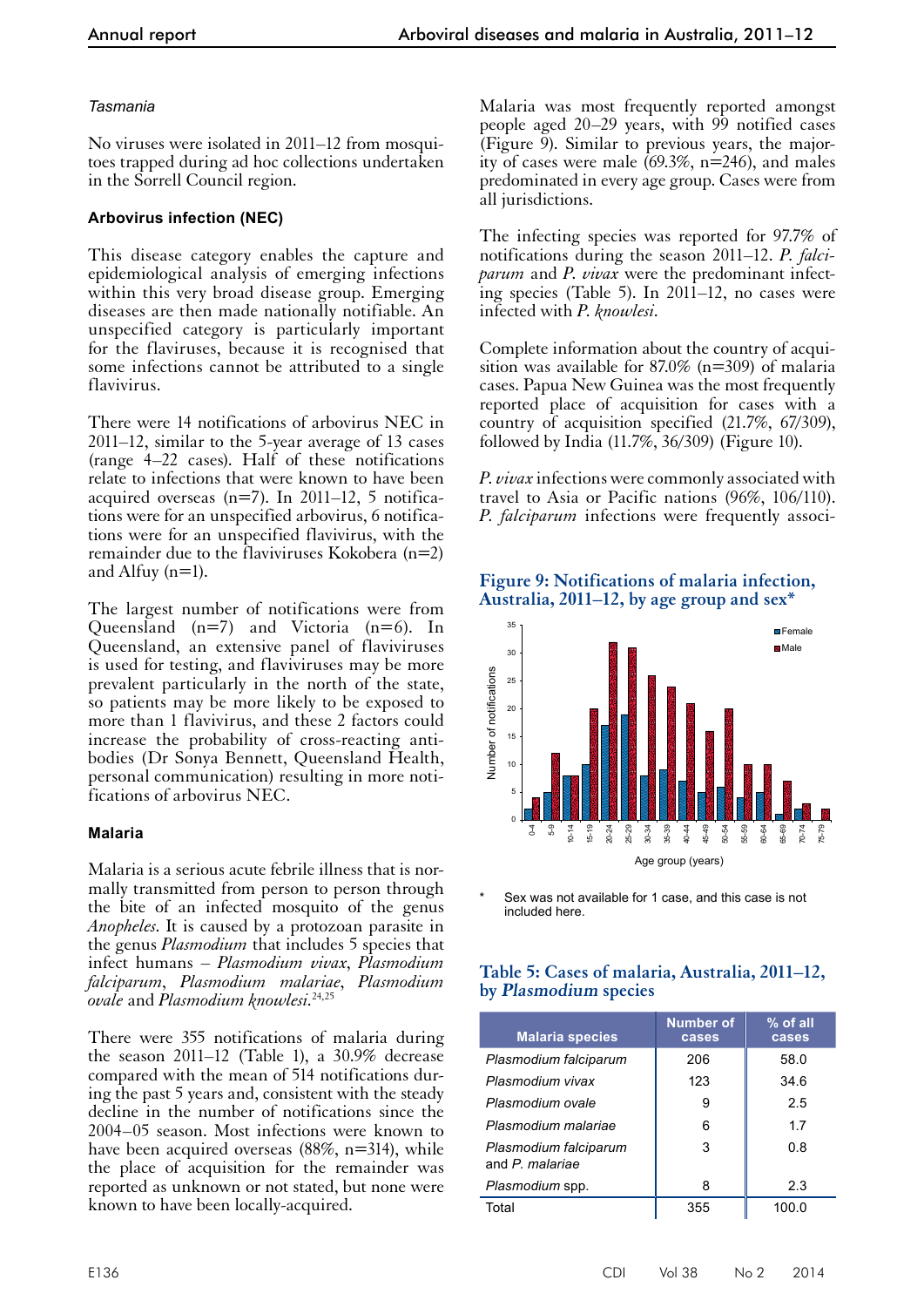### *Tasmania*

No viruses were isolated in 2011–12 from mosquitoes trapped during ad hoc collections undertaken in the Sorrell Council region.

### Arbovirus infection (NEC)

This disease category enables the capture and epidemiological analysis of emerging infections within this very broad disease group. Emerging diseases are then made nationally notifiable. An unspecified category is particularly important for the flaviviruses, because it is recognised that some infections cannot be attributed to a single flavivirus.

There were 14 notifications of arbovirus NEC in 2011–12, similar to the 5-year average of 13 cases (range 4–22 cases). Half of these notifications relate to infections that were known to have been acquired overseas (n=7). In 2011–12, 5 notifications were for an unspecified arbovirus, 6 notifications were for an unspecified flavivirus, with the remainder due to the flaviviruses Kokobera (n=2) and Alfuy (n=1).

The largest number of notifications were from Queensland (n=7) and Victoria (n=6). In Queensland, an extensive panel of flaviviruses is used for testing, and flaviviruses may be more prevalent particularly in the north of the state, so patients may be more likely to be exposed to more than 1 flavivirus, and these 2 factors could increase the probability of cross-reacting antibodies (Dr Sonya Bennett, Queensland Health, personal communication) resulting in more notifications of arbovirus NEC.

### Malaria

Malaria is a serious acute febrile illness that is normally transmitted from person to person through the bite of an infected mosquito of the genus *Anopheles*. It is caused by a protozoan parasite in the genus *Plasmodium* that includes 5 species that infect humans – *Plasmodium vivax*, *Plasmodium falciparum*, *Plasmodium malariae*, *Plasmodium ovale* and *Plasmodium knowlesi*.[24,25]

There were 355 notifications of malaria during the season 2011–12 (Table 1), a 30.9% decrease compared with the mean of 514 notifications during the past 5 years and, consistent with the steady decline in the number of notifications since the 2004–05 season. Most infections were known to have been acquired overseas (88%, n=314), while the place of acquisition for the remainder was reported as unknown or not stated, but none were known to have been locally-acquired.

Malaria was most frequently reported amongst people aged 20–29 years, with 99 notified cases (Figure 9). Similar to previous years, the majority of cases were male (69.3%, n=246), and males predominated in every age group. Cases were from all jurisdictions.

The infecting species was reported for 97.7% of notifications during the season 2011–12. *P. falciparum* and *P. vivax* were the predominant infecting species (Table 5). In 2011–12, no cases were infected with *P. knowlesi*.

Complete information about the country of acquisition was available for 87.0% (n=309) of malaria cases. Papua New Guinea was the most frequently reported place of acquisition for cases with a country of acquisition specified (21.7%, 67/309), followed by India (11.7%, 36/309) (Figure 10).

*P. vivax* infections were commonly associated with travel to Asia or Pacific nations (96%, 106/110). *P. falciparum* infections were frequently associ-

**Figure 9: Notifications of malaria infection, Australia, 2011–12, by age group and sex***

\* Sex was not available for 1 case, and this case is not included here.

**Table 5: Cases of malaria, Australia, 2011–12, by *Plasmodium* species**

| Malaria species | Number of cases | % of all cases |
|---|---|---|
| *Plasmodium falciparum* | 206 | 58.0 |
| *Plasmodium vivax* | 123 | 34.6 |
| *Plasmodium ovale* | 9 | 2.5 |
| *Plasmodium malariae* | 6 | 1.7 |
| *Plasmodium falciparum* and *P. malariae* | 3 | 0.8 |
| *Plasmodium* spp. | 8 | 2.3 |
| Total | 355 | 100.0 |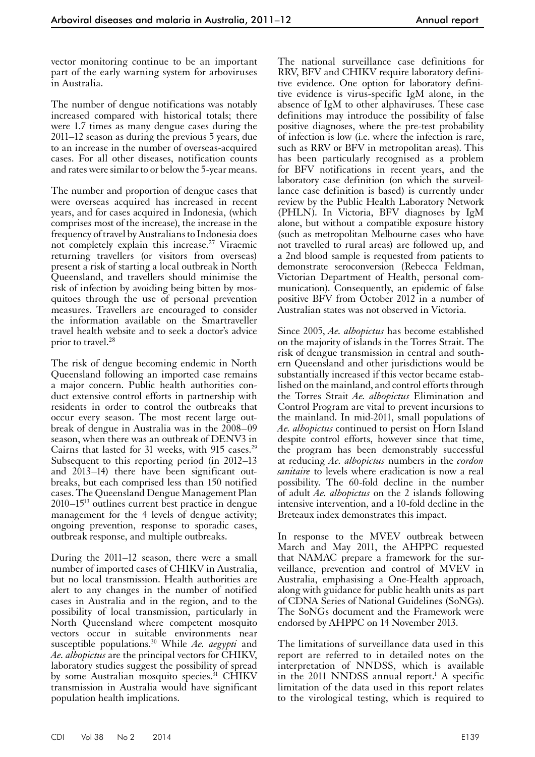vector monitoring continue to be an important part of the early warning system for arboviruses in Australia.

The number of dengue notifications was notably increased compared with historical totals; there were 1.7 times as many dengue cases during the 2011–12 season as during the previous 5 years, due to an increase in the number of overseas-acquired cases. For all other diseases, notification counts and rates were similar to or below the 5-year means.

The number and proportion of dengue cases that were overseas acquired has increased in recent years, and for cases acquired in Indonesia, (which comprises most of the increase), the increase in the frequency of travel by Australians to Indonesia does not completely explain this increase.[27] Viraemic returning travellers (or visitors from overseas) present a risk of starting a local outbreak in North Queensland, and travellers should minimise the risk of infection by avoiding being bitten by mosquitoes through the use of personal prevention measures. Travellers are encouraged to consider the information available on the Smartraveller travel health website and to seek a doctor's advice prior to travel.[28]

The risk of dengue becoming endemic in North Queensland following an imported case remains a major concern. Public health authorities conduct extensive control efforts in partnership with residents in order to control the outbreaks that occur every season. The most recent large outbreak of dengue in Australia was in the 2008–09 season, when there was an outbreak of DENV3 in Cairns that lasted for 31 weeks, with 915 cases.[29] Subsequent to this reporting period (in 2012–13 and 2013–14) there have been significant outbreaks, but each comprised less than 150 notified cases. The Queensland Dengue Management Plan 2010–15[13] outlines current best practice in dengue management for the 4 levels of dengue activity; ongoing prevention, response to sporadic cases, outbreak response, and multiple outbreaks.

During the 2011–12 season, there were a small number of imported cases of CHIKV in Australia, but no local transmission. Health authorities are alert to any changes in the number of notified cases in Australia and in the region, and to the possibility of local transmission, particularly in North Queensland where competent mosquito vectors occur in suitable environments near susceptible populations.[30] While *Ae. aegypti* and *Ae. albopictus* are the principal vectors for CHIKV, laboratory studies suggest the possibility of spread by some Australian mosquito species.[31] CHIKV transmission in Australia would have significant population health implications.

The national surveillance case definitions for RRV, BFV and CHIKV require laboratory definitive evidence. One option for laboratory definitive evidence is virus-specific IgM alone, in the absence of IgM to other alphaviruses. These case definitions may introduce the possibility of false positive diagnoses, where the pre-test probability of infection is low (i.e. where the infection is rare, such as RRV or BFV in metropolitan areas). This has been particularly recognised as a problem for BFV notifications in recent years, and the laboratory case definition (on which the surveillance case definition is based) is currently under review by the Public Health Laboratory Network (PHLN). In Victoria, BFV diagnoses by IgM alone, but without a compatible exposure history (such as metropolitan Melbourne cases who have not travelled to rural areas) are followed up, and a 2nd blood sample is requested from patients to demonstrate seroconversion (Rebecca Feldman, Victorian Department of Health, personal communication). Consequently, an epidemic of false positive BFV from October 2012 in a number of Australian states was not observed in Victoria.

Since 2005, *Ae. albopictus* has become established on the majority of islands in the Torres Strait. The risk of dengue transmission in central and southern Queensland and other jurisdictions would be substantially increased if this vector became established on the mainland, and control efforts through the Torres Strait *Ae. albopictus* Elimination and Control Program are vital to prevent incursions to the mainland. In mid-2011, small populations of *Ae. albopictus* continued to persist on Horn Island despite control efforts, however since that time, the program has been demonstrably successful at reducing *Ae. albopictus* numbers in the *cordon sanitaire* to levels where eradication is now a real possibility. The 60-fold decline in the number of adult *Ae. albopictus* on the 2 islands following intensive intervention, and a 10-fold decline in the Breteaux index demonstrates this impact.

In response to the MVEV outbreak between March and May 2011, the AHPPC requested that NAMAC prepare a framework for the surveillance, prevention and control of MVEV in Australia, emphasising a One-Health approach, along with guidance for public health units as part of CDNA Series of National Guidelines (SoNGs). The SoNGs document and the Framework were endorsed by AHPPC on 14 November 2013.

The limitations of surveillance data used in this report are referred to in detailed notes on the interpretation of NNDSS, which is available in the 2011 NNDSS annual report.[1] A specific limitation of the data used in this report relates to the virological testing, which is required to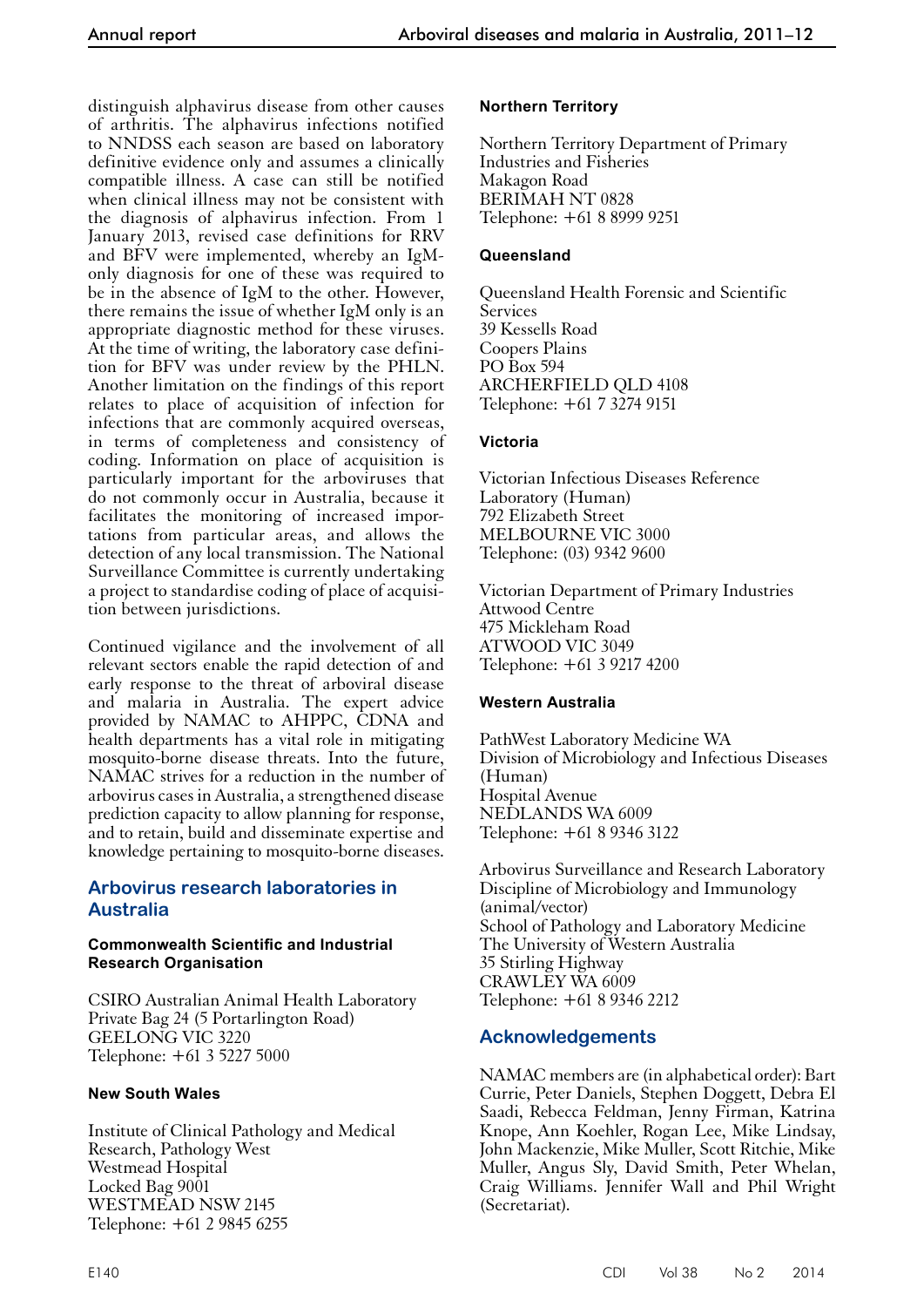distinguish alphavirus disease from other causes of arthritis. The alphavirus infections notified to NNDSS each season are based on laboratory definitive evidence only and assumes a clinically compatible illness. A case can still be notified when clinical illness may not be consistent with the diagnosis of alphavirus infection. From 1 January 2013, revised case definitions for RRV and BFV were implemented, whereby an IgM-only diagnosis for one of these was required to be in the absence of IgM to the other. However, there remains the issue of whether IgM only is an appropriate diagnostic method for these viruses. At the time of writing, the laboratory case definition for BFV was under review by the PHLN. Another limitation on the findings of this report relates to place of acquisition of infection for infections that are commonly acquired overseas, in terms of completeness and consistency of coding. Information on place of acquisition is particularly important for the arboviruses that do not commonly occur in Australia, because it facilitates the monitoring of increased importations from particular areas, and allows the detection of any local transmission. The National Surveillance Committee is currently undertaking a project to standardise coding of place of acquisition between jurisdictions.

Continued vigilance and the involvement of all relevant sectors enable the rapid detection of and early response to the threat of arboviral disease and malaria in Australia. The expert advice provided by NAMAC to AHPPC, CDNA and health departments has a vital role in mitigating mosquito-borne disease threats. Into the future, NAMAC strives for a reduction in the number of arbovirus cases in Australia, a strengthened disease prediction capacity to allow planning for response, and to retain, build and disseminate expertise and knowledge pertaining to mosquito-borne diseases.

## Arbovirus research laboratories in Australia

### Commonwealth Scientific and Industrial Research Organisation

CSIRO Australian Animal Health Laboratory
Private Bag 24 (5 Portarlington Road)
GEELONG VIC 3220
Telephone: +61 3 5227 5000

### New South Wales

Institute of Clinical Pathology and Medical Research, Pathology West
Westmead Hospital
Locked Bag 9001
WESTMEAD NSW 2145
Telephone: +61 2 9845 6255

### Northern Territory

Northern Territory Department of Primary Industries and Fisheries
Makagon Road
BERIMAH NT 0828
Telephone: +61 8 8999 9251

### Queensland

Queensland Health Forensic and Scientific Services
39 Kessells Road
Coopers Plains
PO Box 594
ARCHERFIELD QLD 4108
Telephone: +61 7 3274 9151

### Victoria

Victorian Infectious Diseases Reference Laboratory (Human)
792 Elizabeth Street
MELBOURNE VIC 3000
Telephone: (03) 9342 9600

Victorian Department of Primary Industries
Attwood Centre
475 Mickleham Road
ATWOOD VIC 3049
Telephone: +61 3 9217 4200

### Western Australia

PathWest Laboratory Medicine WA
Division of Microbiology and Infectious Diseases (Human)
Hospital Avenue
NEDLANDS WA 6009
Telephone: +61 8 9346 3122

Arbovirus Surveillance and Research Laboratory
Discipline of Microbiology and Immunology (animal/vector)
School of Pathology and Laboratory Medicine
The University of Western Australia
35 Stirling Highway
CRAWLEY WA 6009
Telephone: +61 8 9346 2212

## Acknowledgements

NAMAC members are (in alphabetical order): Bart Currie, Peter Daniels, Stephen Doggett, Debra El Saadi, Rebecca Feldman, Jenny Firman, Katrina Knope, Ann Koehler, Rogan Lee, Mike Lindsay, John Mackenzie, Mike Muller, Scott Ritchie, Mike Muller, Angus Sly, David Smith, Peter Whelan, Craig Williams. Jennifer Wall and Phil Wright (Secretariat).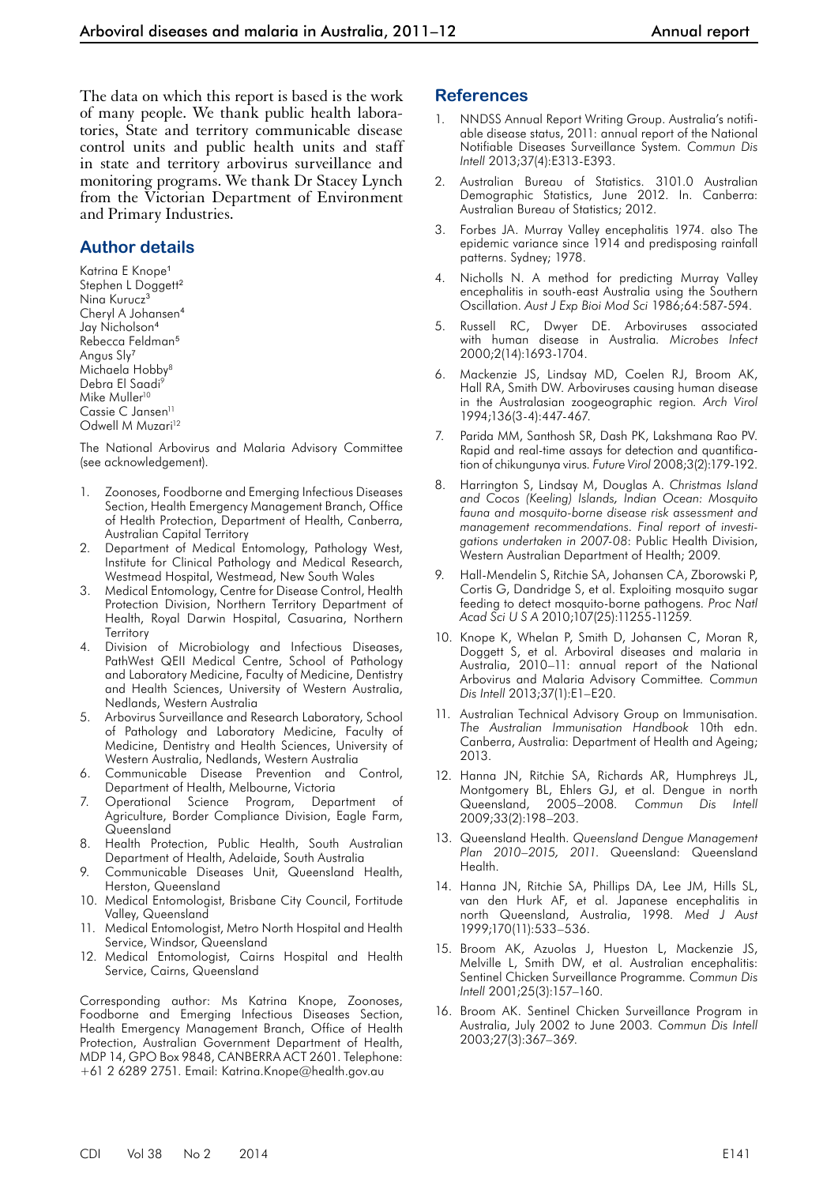The data on which this report is based is the work of many people. We thank public health laboratories, State and territory communicable disease control units and public health units and staff in state and territory arbovirus surveillance and monitoring programs. We thank Dr Stacey Lynch from the Victorian Department of Environment and Primary Industries.

## Author details

Katrina E Knope[1]
Stephen L Doggett[2]
Nina Kurucz[3]
Cheryl A Johansen[4]
Jay Nicholson[4]
Rebecca Feldman[5]
Angus Sly[7]
Michaela Hobby[8]
Debra El Saadi[9]
Mike Muller[10]
Cassie C Jansen[11]
Odwell M Muzari[12]

The National Arbovirus and Malaria Advisory Committee (see acknowledgement).

1. Zoonoses, Foodborne and Emerging Infectious Diseases Section, Health Emergency Management Branch, Office of Health Protection, Department of Health, Canberra, Australian Capital Territory
2. Department of Medical Entomology, Pathology West, Institute for Clinical Pathology and Medical Research, Westmead Hospital, Westmead, New South Wales
3. Medical Entomology, Centre for Disease Control, Health Protection Division, Northern Territory Department of Health, Royal Darwin Hospital, Casuarina, Northern Territory
4. Division of Microbiology and Infectious Diseases, PathWest QEII Medical Centre, School of Pathology and Laboratory Medicine, Faculty of Medicine, Dentistry and Health Sciences, University of Western Australia, Nedlands, Western Australia
5. Arbovirus Surveillance and Research Laboratory, School of Pathology and Laboratory Medicine, Faculty of Medicine, Dentistry and Health Sciences, University of Western Australia, Nedlands, Western Australia
6. Communicable Disease Prevention and Control, Department of Health, Melbourne, Victoria
7. Operational Science Program, Department of Agriculture, Border Compliance Division, Eagle Farm, Queensland
8. Health Protection, Public Health, South Australian Department of Health, Adelaide, South Australia
9. Communicable Diseases Unit, Queensland Health, Herston, Queensland
10. Medical Entomologist, Brisbane City Council, Fortitude Valley, Queensland
11. Medical Entomologist, Metro North Hospital and Health Service, Windsor, Queensland
12. Medical Entomologist, Cairns Hospital and Health Service, Cairns, Queensland

Corresponding author: Ms Katrina Knope, Zoonoses, Foodborne and Emerging Infectious Diseases Section, Health Emergency Management Branch, Office of Health Protection, Australian Government Department of Health, MDP 14, GPO Box 9848, CANBERRA ACT 2601. Telephone: +61 2 6289 2751. Email: Katrina.Knope@health.gov.au

## References

1. NNDSS Annual Report Writing Group. Australia's notifiable disease status, 2011: annual report of the National Notifiable Diseases Surveillance System. *Commun Dis Intell* 2013;37(4):E313-E393.
2. Australian Bureau of Statistics. 3101.0 Australian Demographic Statistics, June 2012. In. Canberra: Australian Bureau of Statistics; 2012.
3. Forbes JA. Murray Valley encephalitis 1974. also The epidemic variance since 1914 and predisposing rainfall patterns. Sydney; 1978.
4. Nicholls N. A method for predicting Murray Valley encephalitis in south-east Australia using the Southern Oscillation. *Aust J Exp Bioi Mod Sci* 1986;64:587-594.
5. Russell RC, Dwyer DE. Arboviruses associated with human disease in Australia. *Microbes Infect* 2000;2(14):1693-1704.
6. Mackenzie JS, Lindsay MD, Coelen RJ, Broom AK, Hall RA, Smith DW. Arboviruses causing human disease in the Australasian zoogeographic region. *Arch Virol* 1994;136(3-4):447-467.
7. Parida MM, Santhosh SR, Dash PK, Lakshmana Rao PV. Rapid and real-time assays for detection and quantification of chikungunya virus. *Future Virol* 2008;3(2):179-192.
8. Harrington S, Lindsay M, Douglas A. *Christmas Island and Cocos (Keeling) Islands, Indian Ocean: Mosquito fauna and mosquito-borne disease risk assessment and management recommendations. Final report of investigations undertaken in 2007-08*: Public Health Division, Western Australian Department of Health; 2009.
9. Hall-Mendelin S, Ritchie SA, Johansen CA, Zborowski P, Cortis G, Dandridge S, et al. Exploiting mosquito sugar feeding to detect mosquito-borne pathogens. *Proc Natl Acad Sci U S A* 2010;107(25):11255-11259.
10. Knope K, Whelan P, Smith D, Johansen C, Moran R, Doggett S, et al. Arboviral diseases and malaria in Australia, 2010–11: annual report of the National Arbovirus and Malaria Advisory Committee. *Commun Dis Intell* 2013;37(1):E1–E20.
11. Australian Technical Advisory Group on Immunisation. *The Australian Immunisation Handbook* 10th edn. Canberra, Australia: Department of Health and Ageing; 2013.
12. Hanna JN, Ritchie SA, Richards AR, Humphreys JL, Montgomery BL, Ehlers GJ, et al. Dengue in north Queensland, 2005–2008. *Commun Dis Intell* 2009;33(2):198–203.
13. Queensland Health. *Queensland Dengue Management Plan 2010–2015, 2011.* Queensland: Queensland Health.
14. Hanna JN, Ritchie SA, Phillips DA, Lee JM, Hills SL, van den Hurk AF, et al. Japanese encephalitis in north Queensland, Australia, 1998. *Med J Aust* 1999;170(11):533–536.
15. Broom AK, Azuolas J, Hueston L, Mackenzie JS, Melville L, Smith DW, et al. Australian encephalitis: Sentinel Chicken Surveillance Programme. *Commun Dis Intell* 2001;25(3):157–160.
16. Broom AK. Sentinel Chicken Surveillance Program in Australia, July 2002 to June 2003. *Commun Dis Intell* 2003;27(3):367–369.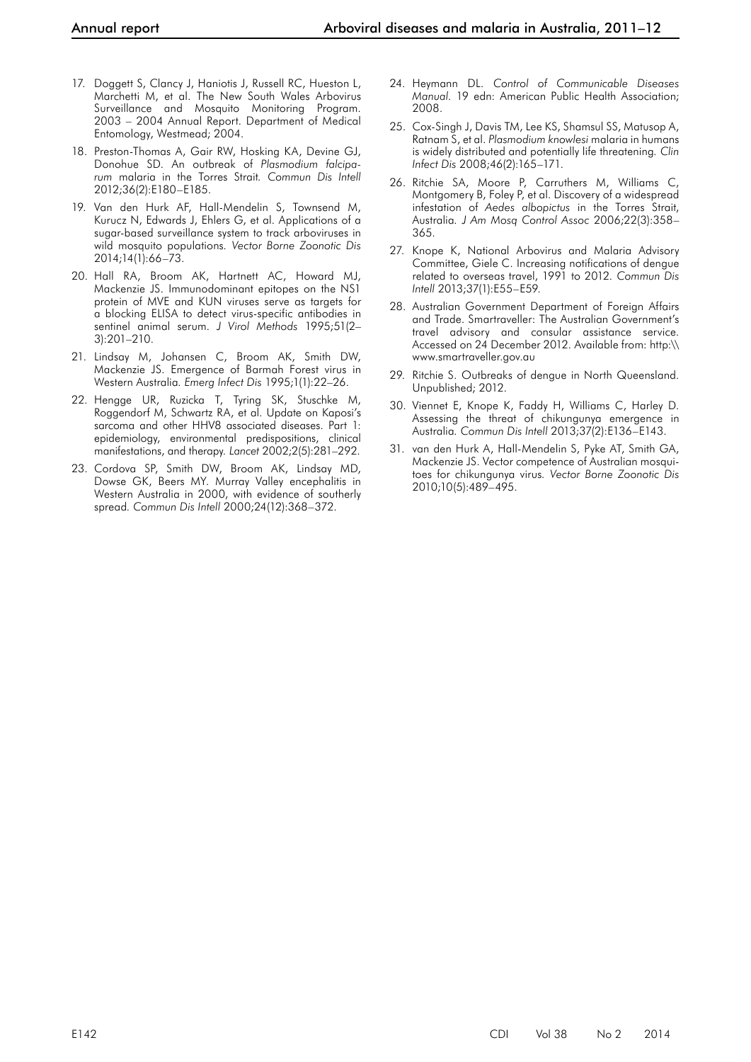17. Doggett S, Clancy J, Haniotis J, Russell RC, Hueston L, Marchetti M, et al. The New South Wales Arbovirus Surveillance and Mosquito Monitoring Program. 2003 – 2004 Annual Report. Department of Medical Entomology, Westmead; 2004.

18. Preston-Thomas A, Gair RW, Hosking KA, Devine GJ, Donohue SD. An outbreak of *Plasmodium falciparum* malaria in the Torres Strait. *Commun Dis Intell* 2012;36(2):E180–E185.

19. Van den Hurk AF, Hall-Mendelin S, Townsend M, Kurucz N, Edwards J, Ehlers G, et al. Applications of a sugar-based surveillance system to track arboviruses in wild mosquito populations. *Vector Borne Zoonotic Dis* 2014;14(1):66–73.

20. Hall RA, Broom AK, Hartnett AC, Howard MJ, Mackenzie JS. Immunodominant epitopes on the NS1 protein of MVE and KUN viruses serve as targets for a blocking ELISA to detect virus-specific antibodies in sentinel animal serum. *J Virol Methods* 1995;51(2–3):201–210.

21. Lindsay M, Johansen C, Broom AK, Smith DW, Mackenzie JS. Emergence of Barmah Forest virus in Western Australia. *Emerg Infect Dis* 1995;1(1):22–26.

22. Hengge UR, Ruzicka T, Tyring SK, Stuschke M, Roggendorf M, Schwartz RA, et al. Update on Kaposi's sarcoma and other HHV8 associated diseases. Part 1: epidemiology, environmental predispositions, clinical manifestations, and therapy. *Lancet* 2002;2(5):281–292.

23. Cordova SP, Smith DW, Broom AK, Lindsay MD, Dowse GK, Beers MY. Murray Valley encephalitis in Western Australia in 2000, with evidence of southerly spread. *Commun Dis Intell* 2000;24(12):368–372.

24. Heymann DL. *Control of Communicable Diseases Manual*. 19 edn: American Public Health Association; 2008.

25. Cox-Singh J, Davis TM, Lee KS, Shamsul SS, Matusop A, Ratnam S, et al. *Plasmodium knowlesi* malaria in humans is widely distributed and potentially life threatening. *Clin Infect Dis* 2008;46(2):165–171.

26. Ritchie SA, Moore P, Carruthers M, Williams C, Montgomery B, Foley P, et al. Discovery of a widespread infestation of *Aedes albopictus* in the Torres Strait, Australia. *J Am Mosq Control Assoc* 2006;22(3):358–365.

27. Knope K, National Arbovirus and Malaria Advisory Committee, Giele C. Increasing notifications of dengue related to overseas travel, 1991 to 2012. *Commun Dis Intell* 2013;37(1):E55–E59.

28. Australian Government Department of Foreign Affairs and Trade. Smartraveller: The Australian Government's travel advisory and consular assistance service. Accessed on 24 December 2012. Available from: http:\\ www.smartraveller.gov.au

29. Ritchie S. Outbreaks of dengue in North Queensland. Unpublished; 2012.

30. Viennet E, Knope K, Faddy H, Williams C, Harley D. Assessing the threat of chikungunya emergence in Australia. *Commun Dis Intell* 2013;37(2):E136–E143.

31. van den Hurk A, Hall-Mendelin S, Pyke AT, Smith GA, Mackenzie JS. Vector competence of Australian mosquitoes for chikungunya virus. *Vector Borne Zoonotic Dis* 2010;10(5):489–495.